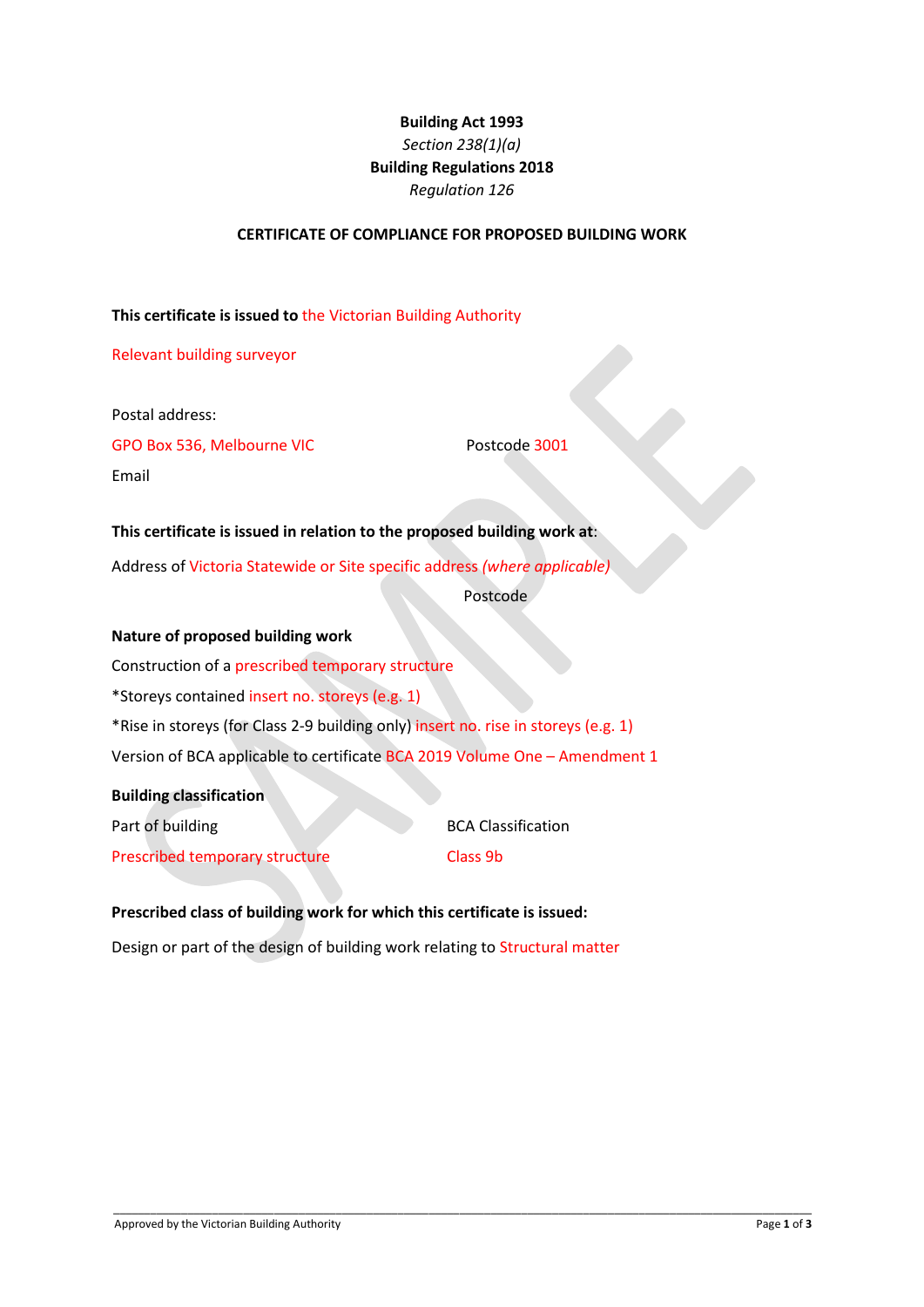**Building Act 1993**

*Section 238(1)(a)*

**Building Regulations 2018**

*Regulation 126*

**CERTIFICATE OF COMPLIANCE FOR PROPOSED BUILDING WORK**

**This certificate is issued to** the Victorian Building Authority

Relevant building surveyor

Postal address:

GPO Box 536, Melbourne VIC Postcode 3001

Email

**This certificate is issued in relation to the proposed building work at:**

Address of Victoria Statewide or Site specific address *(where applicable)*

Postcode

**Nature of proposed building work**

Construction of a prescribed temporary structure

*Storeys contained insert no. storeys (e.g. 1)

*Rise in storeys (for Class 2-9 building only) insert no. rise in storeys (e.g. 1)

Version of BCA applicable to certificate BCA 2019 Volume One – Amendment 1

**Building classification**

| Part of building | BCA Classification |
|---|---|
| Prescribed temporary structure | Class 9b |

**Prescribed class of building work for which this certificate is issued:**

Design or part of the design of building work relating to Structural matter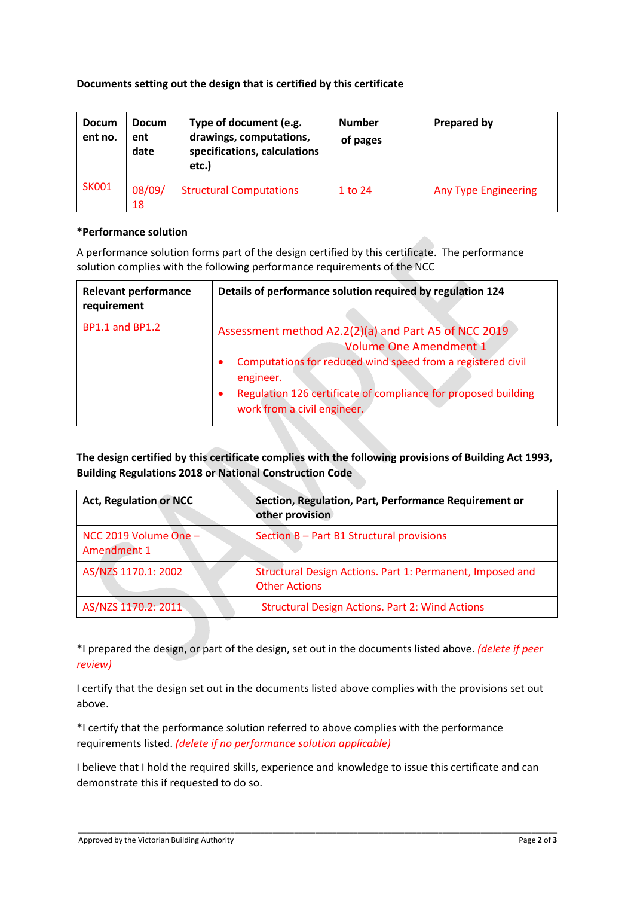**Documents setting out the design that is certified by this certificate**

| Document no. | Document date | Type of document (e.g. drawings, computations, specifications, calculations etc.) | Number of pages | Prepared by |
|---|---|---|---|---|
| SK001 | 08/09/18 | Structural Computations | 1 to 24 | Any Type Engineering |

**\*Performance solution**

A performance solution forms part of the design certified by this certificate. The performance solution complies with the following performance requirements of the NCC

| Relevant performance requirement | Details of performance solution required by regulation 124 |
|---|---|
| BP1.1 and BP1.2 | Assessment method A2.2(2)(a) and Part A5 of NCC 2019 Volume One Amendment 1<br>• Computations for reduced wind speed from a registered civil engineer.<br>• Regulation 126 certificate of compliance for proposed building work from a civil engineer. |

**The design certified by this certificate complies with the following provisions of Building Act 1993, Building Regulations 2018 or National Construction Code**

| Act, Regulation or NCC | Section, Regulation, Part, Performance Requirement or other provision |
|---|---|
| NCC 2019 Volume One – Amendment 1 | Section B – Part B1 Structural provisions |
| AS/NZS 1170.1: 2002 | Structural Design Actions. Part 1: Permanent, Imposed and Other Actions |
| AS/NZS 1170.2: 2011 | Structural Design Actions. Part 2: Wind Actions |

\*I prepared the design, or part of the design, set out in the documents listed above. *(delete if peer review)*

I certify that the design set out in the documents listed above complies with the provisions set out above.

\*I certify that the performance solution referred to above complies with the performance requirements listed. *(delete if no performance solution applicable)*

I believe that I hold the required skills, experience and knowledge to issue this certificate and can demonstrate this if requested to do so.

Approved by the Victorian Building Authority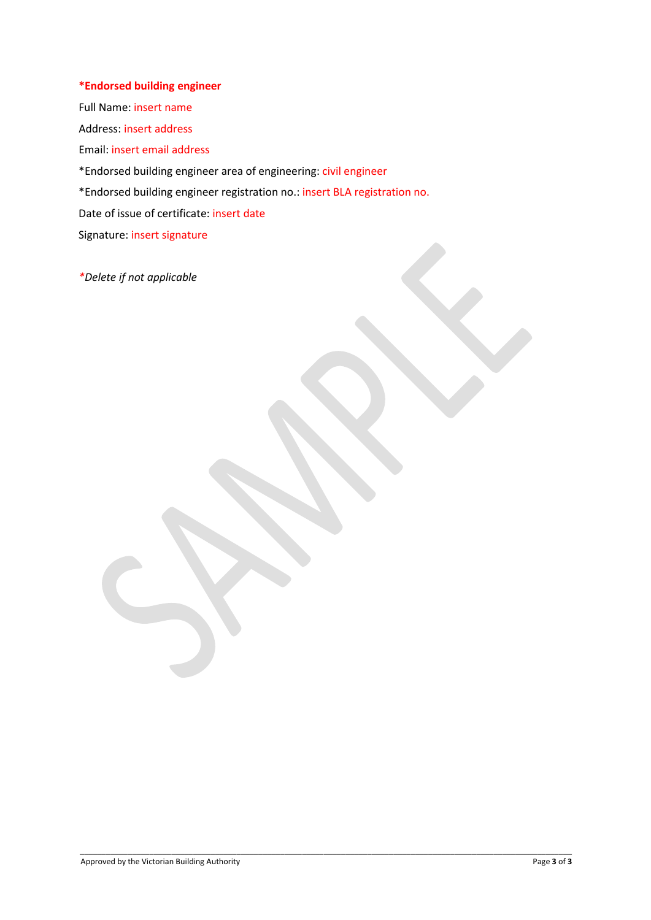**\*Endorsed building engineer**

Full Name: insert name

Address: insert address

Email: insert email address

*Endorsed building engineer area of engineering: civil engineer

*Endorsed building engineer registration no.: insert BLA registration no.

Date of issue of certificate: insert date

Signature: insert signature

*\*Delete if not applicable*

Approved by the Victorian Building Authority